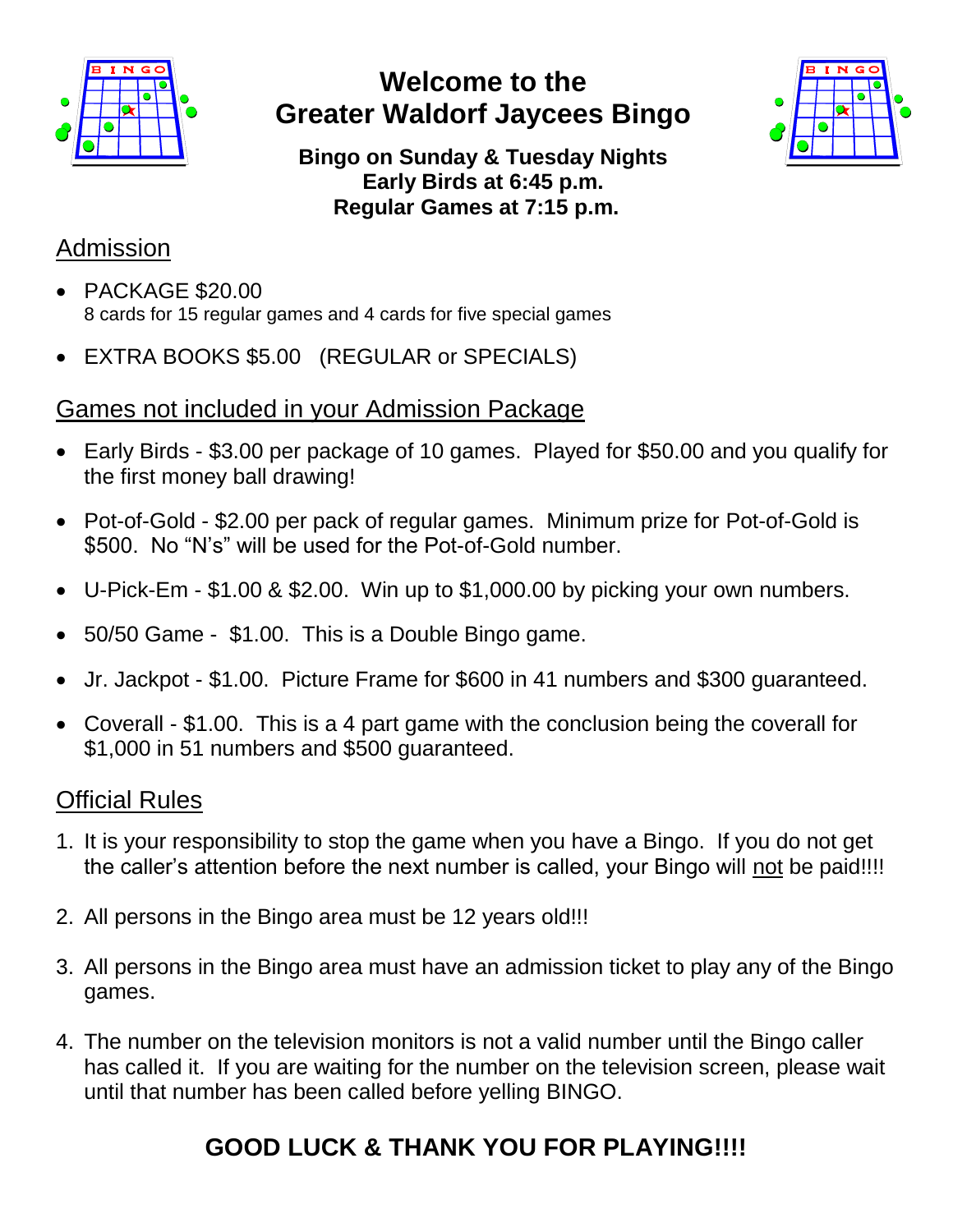# Welcome to the Greater Waldorf Jaycees Bingo

**Bingo on Sunday & Tuesday Nights**
**Early Birds at 6:45 p.m.**
**Regular Games at 7:15 p.m.**

## Admission

- PACKAGE $20.00
  8 cards for 15 regular games and 4 cards for five special games
- EXTRA BOOKS $5.00 (REGULAR or SPECIALS)

## Games not included in your Admission Package

- Early Birds - $3.00 per package of 10 games. Played for $50.00 and you qualify for the first money ball drawing!
- Pot-of-Gold - $2.00 per pack of regular games. Minimum prize for Pot-of-Gold is $500. No "N's" will be used for the Pot-of-Gold number.
- U-Pick-Em - $1.00 & $2.00. Win up to $1,000.00 by picking your own numbers.
- 50/50 Game - $1.00. This is a Double Bingo game.
- Jr. Jackpot - $1.00. Picture Frame for $600 in 41 numbers and $300 guaranteed.
- Coverall - $1.00. This is a 4 part game with the conclusion being the coverall for $1,000 in 51 numbers and $500 guaranteed.

## Official Rules

1. It is your responsibility to stop the game when you have a Bingo. If you do not get the caller's attention before the next number is called, your Bingo will not be paid!!!!
2. All persons in the Bingo area must be 12 years old!!!
3. All persons in the Bingo area must have an admission ticket to play any of the Bingo games.
4. The number on the television monitors is not a valid number until the Bingo caller has called it. If you are waiting for the number on the television screen, please wait until that number has been called before yelling BINGO.

**GOOD LUCK & THANK YOU FOR PLAYING!!!!**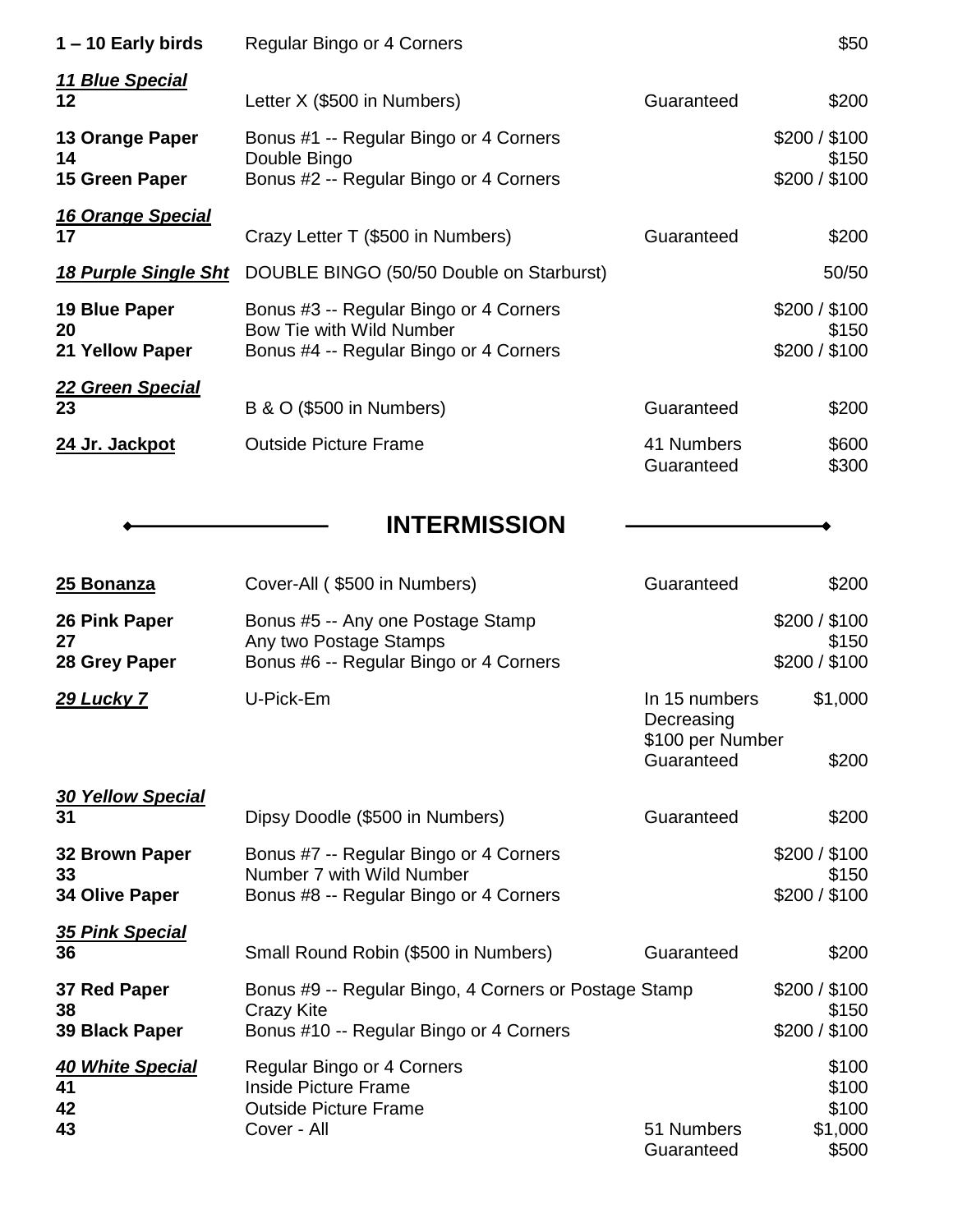| | | | |
|---|---|---|---|
| **1 – 10 Early birds** | Regular Bingo or 4 Corners | | $50 |
| ***11 Blue Special*** | | | |
| **12** | Letter X ($500 in Numbers) | Guaranteed | $200 |
| **13 Orange Paper** | Bonus #1 -- Regular Bingo or 4 Corners | | $200 / $100 |
| **14** | Double Bingo | | $150 |
| **15 Green Paper** | Bonus #2 -- Regular Bingo or 4 Corners | | $200 / $100 |
| ***16 Orange Special*** | | | |
| **17** | Crazy Letter T ($500 in Numbers) | Guaranteed | $200 |
| ***18 Purple Single Sht*** | DOUBLE BINGO (50/50 Double on Starburst) | | 50/50 |
| **19 Blue Paper** | Bonus #3 -- Regular Bingo or 4 Corners | | $200 / $100 |
| **20** | Bow Tie with Wild Number | | $150 |
| **21 Yellow Paper** | Bonus #4 -- Regular Bingo or 4 Corners | | $200 / $100 |
| ***22 Green Special*** | | | |
| **23** | B & O ($500 in Numbers) | Guaranteed | $200 |
| **24 Jr. Jackpot** | Outside Picture Frame | 41 Numbers | $600 |
| | | Guaranteed | $300 |

## INTERMISSION

| | | | |
|---|---|---|---|
| **25 Bonanza** | Cover-All ( $500 in Numbers) | Guaranteed | $200 |
| **26 Pink Paper** | Bonus #5 -- Any one Postage Stamp | | $200 / $100 |
| **27** | Any two Postage Stamps | | $150 |
| **28 Grey Paper** | Bonus #6 -- Regular Bingo or 4 Corners | | $200 / $100 |
| ***29 Lucky 7*** | U-Pick-Em | In 15 numbers | $1,000 |
| | | Decreasing | |
| | | $100 per Number | |
| | | Guaranteed | $200 |
| ***30 Yellow Special*** | | | |
| **31** | Dipsy Doodle ($500 in Numbers) | Guaranteed | $200 |
| **32 Brown Paper** | Bonus #7 -- Regular Bingo or 4 Corners | | $200 / $100 |
| **33** | Number 7 with Wild Number | | $150 |
| **34 Olive Paper** | Bonus #8 -- Regular Bingo or 4 Corners | | $200 / $100 |
| ***35 Pink Special*** | | | |
| **36** | Small Round Robin ($500 in Numbers) | Guaranteed | $200 |
| **37 Red Paper** | Bonus #9 -- Regular Bingo, 4 Corners or Postage Stamp | | $200 / $100 |
| **38** | Crazy Kite | | $150 |
| **39 Black Paper** | Bonus #10 -- Regular Bingo or 4 Corners | | $200 / $100 |
| ***40 White Special*** | Regular Bingo or 4 Corners | | $100 |
| **41** | Inside Picture Frame | | $100 |
| **42** | Outside Picture Frame | | $100 |
| **43** | Cover - All | 51 Numbers | $1,000 |
| | | Guaranteed | $500 |